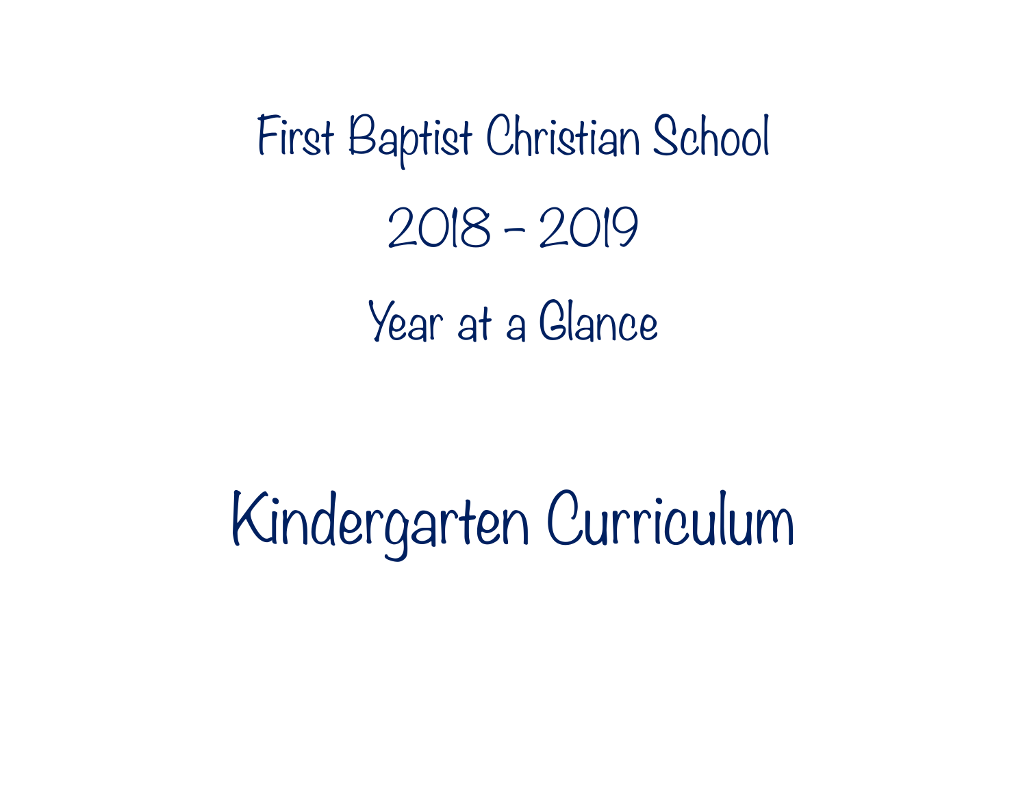# First Baptist Christian School

# 2018 - 2019

# Year at a Glance

# Kindergarten Curriculum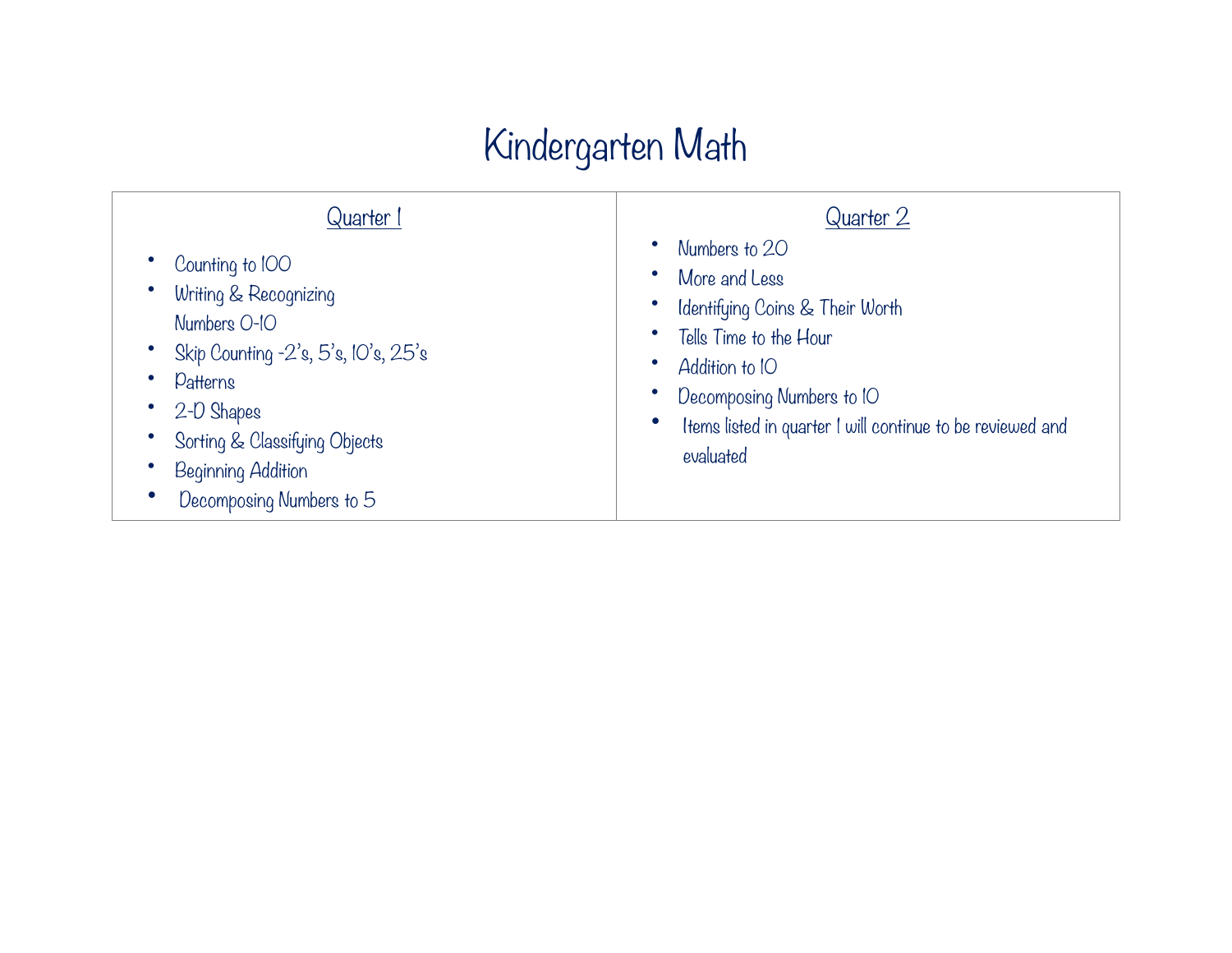# Kindergarten Math

| Quarter 1 | Quarter 2 |
| --- | --- |
| • Counting to 100<br>• Writing & Recognizing Numbers 0-10<br>• Skip Counting -2's, 5's, 10's, 25's<br>• Patterns<br>• 2-D Shapes<br>• Sorting & Classifying Objects<br>• Beginning Addition<br>• Decomposing Numbers to 5 | • Numbers to 20<br>• More and Less<br>• Identifying Coins & Their Worth<br>• Tells Time to the Hour<br>• Addition to 10<br>• Decomposing Numbers to 10<br>• Items listed in quarter 1 will continue to be reviewed and evaluated |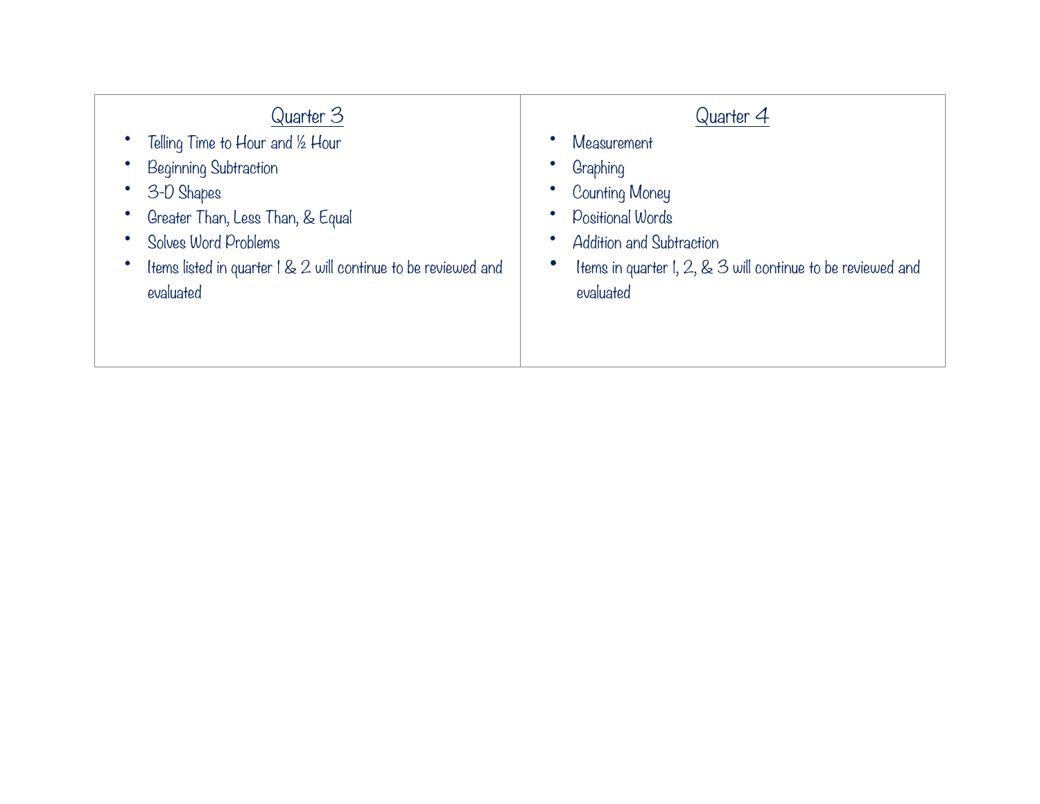| Quarter 3 | Quarter 4 |
| --- | --- |
| • Telling Time to Hour and ½ Hour<br>• Beginning Subtraction<br>• 3-D Shapes<br>• Greater Than, Less Than, & Equal<br>• Solves Word Problems<br>• Items listed in quarter 1 & 2 will continue to be reviewed and evaluated | • Measurement<br>• Graphing<br>• Counting Money<br>• Positional Words<br>• Addition and Subtraction<br>• Items in quarter 1, 2, & 3 will continue to be reviewed and evaluated |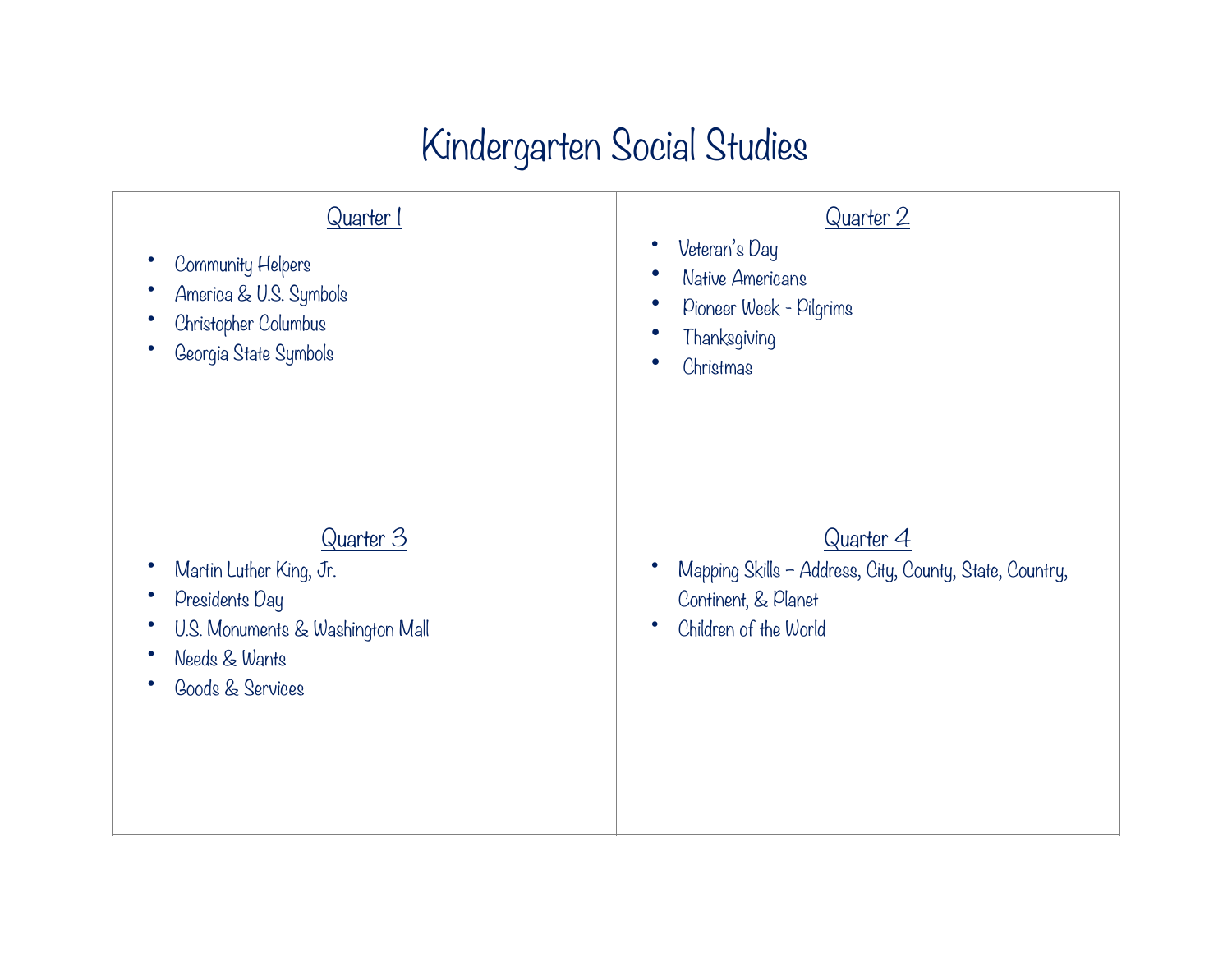# Kindergarten Social Studies

## Quarter 1

- Community Helpers
- America & U.S. Symbols
- Christopher Columbus
- Georgia State Symbols

## Quarter 2

- Veteran's Day
- Native Americans
- Pioneer Week - Pilgrims
- Thanksgiving
- Christmas

## Quarter 3

- Martin Luther King, Jr.
- Presidents Day
- U.S. Monuments & Washington Mall
- Needs & Wants
- Goods & Services

## Quarter 4

- Mapping Skills – Address, City, County, State, Country, Continent, & Planet
- Children of the World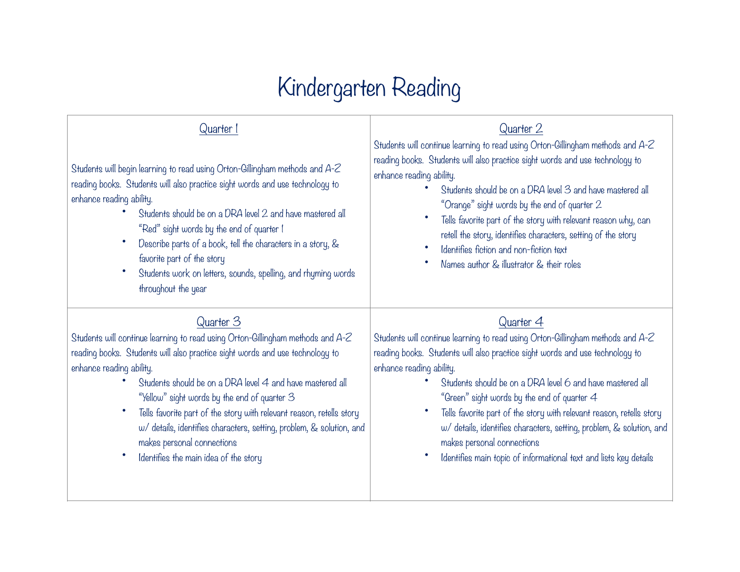# Kindergarten Reading

## Quarter 1

Students will begin learning to read using Orton-Gillingham methods and A-Z reading books. Students will also practice sight words and use technology to enhance reading ability.

- Students should be on a DRA level 2 and have mastered all "Red" sight words by the end of quarter 1
- Describe parts of a book, tell the characters in a story, & favorite part of the story
- Students work on letters, sounds, spelling, and rhyming words throughout the year

## Quarter 2

Students will continue learning to read using Orton-Gillingham methods and A-Z reading books. Students will also practice sight words and use technology to enhance reading ability.

- Students should be on a DRA level 3 and have mastered all "Orange" sight words by the end of quarter 2
- Tells favorite part of the story with relevant reason why, can retell the story, identifies characters, setting of the story
- Identifies fiction and non-fiction text
- Names author & illustrator & their roles

## Quarter 3

Students will continue learning to read using Orton-Gillingham methods and A-Z reading books. Students will also practice sight words and use technology to enhance reading ability.

- Students should be on a DRA level 4 and have mastered all "Yellow" sight words by the end of quarter 3
- Tells favorite part of the story with relevant reason, retells story w/ details, identifies characters, setting, problem, & solution, and makes personal connections
- Identifies the main idea of the story

## Quarter 4

Students will continue learning to read using Orton-Gillingham methods and A-Z reading books. Students will also practice sight words and use technology to enhance reading ability.

- Students should be on a DRA level 6 and have mastered all "Green" sight words by the end of quarter 4
- Tells favorite part of the story with relevant reason, retells story w/ details, identifies characters, setting, problem, & solution, and makes personal connections
- Identifies main topic of informational text and lists key details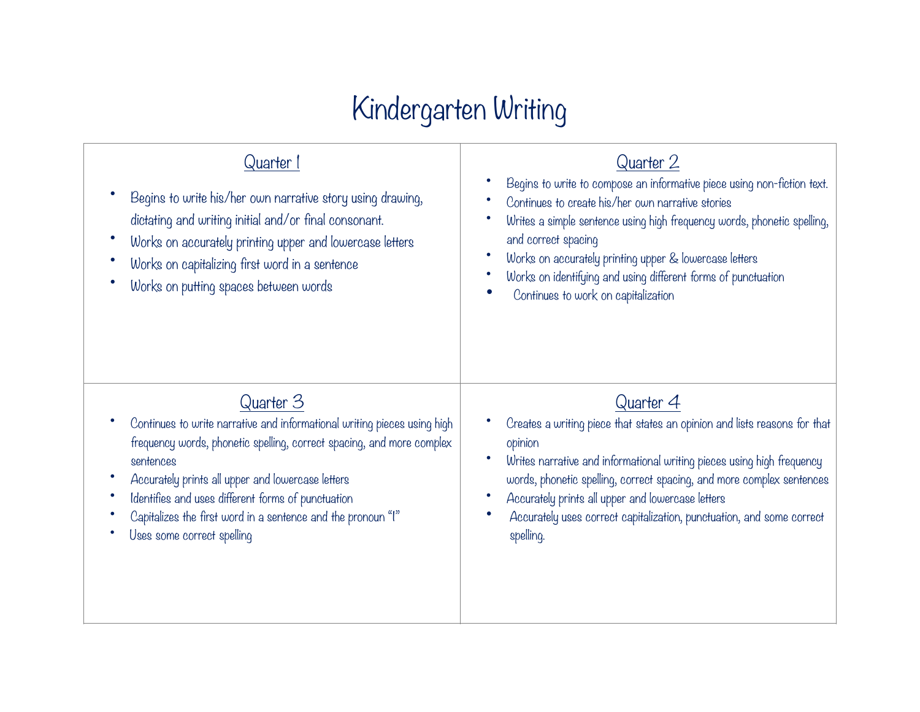# Kindergarten Writing

## Quarter 1

- Begins to write his/her own narrative story using drawing, dictating and writing initial and/or final consonant.
- Works on accurately printing upper and lowercase letters
- Works on capitalizing first word in a sentence
- Works on putting spaces between words

## Quarter 2

- Begins to write to compose an informative piece using non-fiction text.
- Continues to create his/her own narrative stories
- Writes a simple sentence using high frequency words, phonetic spelling, and correct spacing
- Works on accurately printing upper & lowercase letters
- Works on identifying and using different forms of punctuation
- Continues to work on capitalization

## Quarter 3

- Continues to write narrative and informational writing pieces using high frequency words, phonetic spelling, correct spacing, and more complex sentences
- Accurately prints all upper and lowercase letters
- Identifies and uses different forms of punctuation
- Capitalizes the first word in a sentence and the pronoun "I"
- Uses some correct spelling

## Quarter 4

- Creates a writing piece that states an opinion and lists reasons for that opinion
- Writes narrative and informational writing pieces using high frequency words, phonetic spelling, correct spacing, and more complex sentences
- Accurately prints all upper and lowercase letters
- Accurately uses correct capitalization, punctuation, and some correct spelling.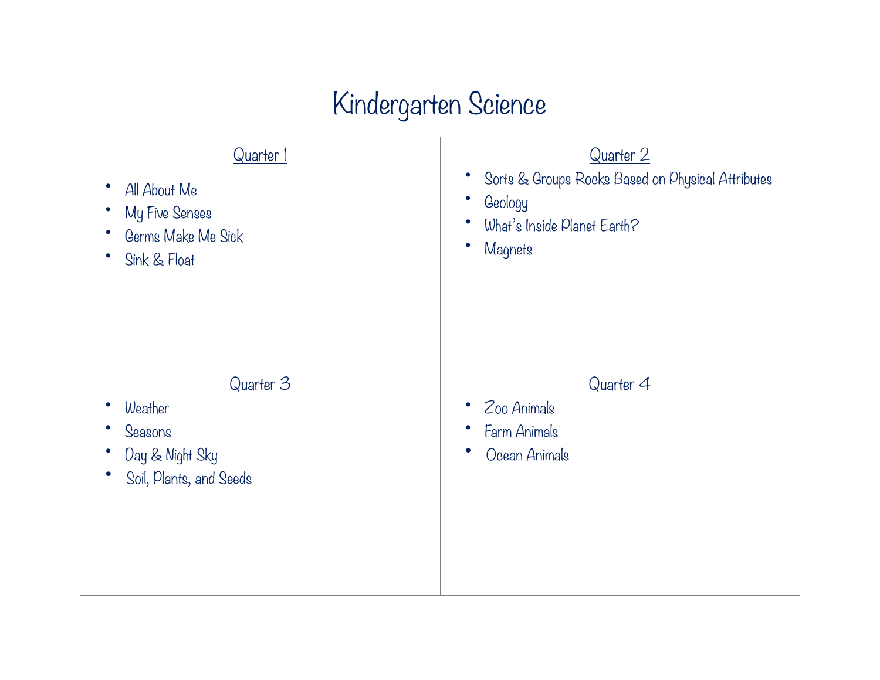# Kindergarten Science

| Quarter 1 | Quarter 2 |
| --- | --- |
| • All About Me<br>• My Five Senses<br>• Germs Make Me Sick<br>• Sink & Float | • Sorts & Groups Rocks Based on Physical Attributes<br>• Geology<br>• What's Inside Planet Earth?<br>• Magnets |
| **Quarter 3** | **Quarter 4** |
| • Weather<br>• Seasons<br>• Day & Night Sky<br>• Soil, Plants, and Seeds | • Zoo Animals<br>• Farm Animals<br>• Ocean Animals |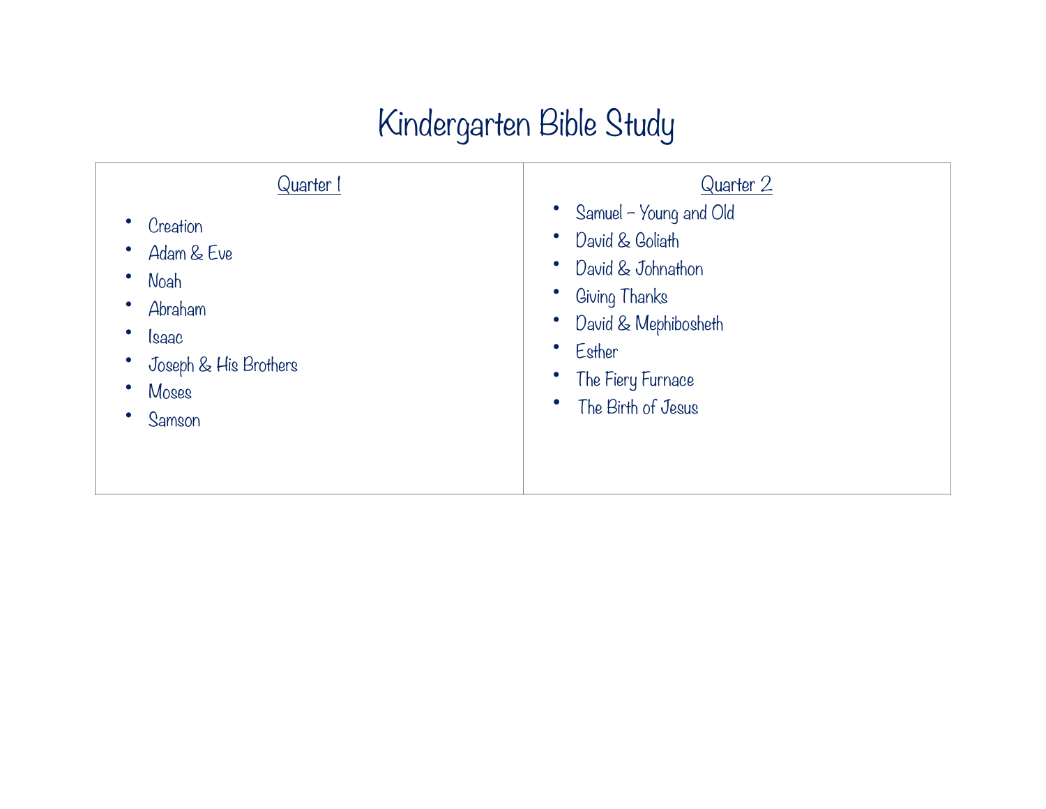# Kindergarten Bible Study

| Quarter 1 | Quarter 2 |
| --- | --- |
| • Creation<br>• Adam & Eve<br>• Noah<br>• Abraham<br>• Isaac<br>• Joseph & His Brothers<br>• Moses<br>• Samson | • Samuel – Young and Old<br>• David & Goliath<br>• David & Johnathon<br>• Giving Thanks<br>• David & Mephibosheth<br>• Esther<br>• The Fiery Furnace<br>• The Birth of Jesus |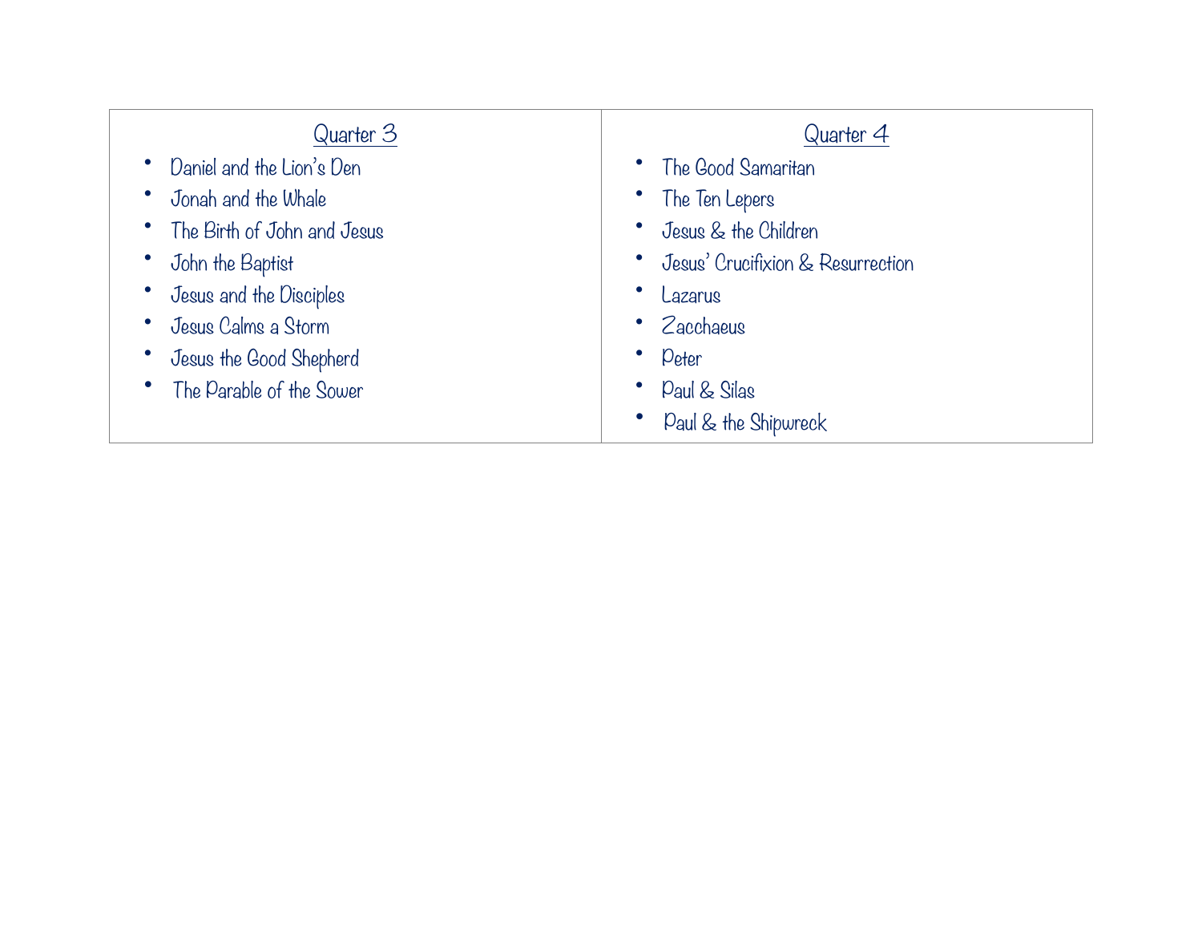| Quarter 3 | Quarter 4 |
|---|---|
| • Daniel and the Lion's Den<br>• Jonah and the Whale<br>• The Birth of John and Jesus<br>• John the Baptist<br>• Jesus and the Disciples<br>• Jesus Calms a Storm<br>• Jesus the Good Shepherd<br>• The Parable of the Sower | • The Good Samaritan<br>• The Ten Lepers<br>• Jesus & the Children<br>• Jesus' Crucifixion & Resurrection<br>• Lazarus<br>• Zacchaeus<br>• Peter<br>• Paul & Silas<br>• Paul & the Shipwreck |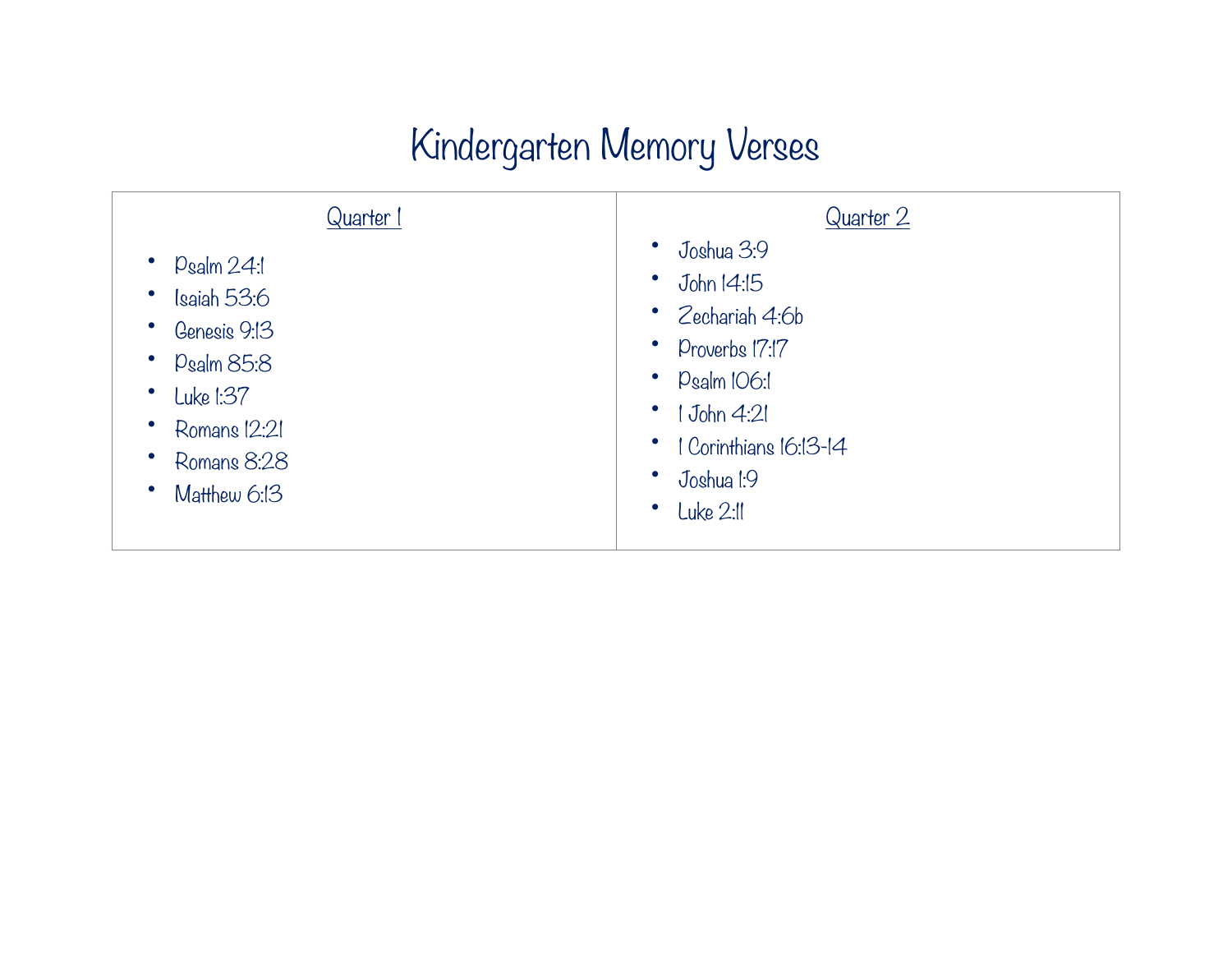# Kindergarten Memory Verses

| Quarter 1 | Quarter 2 |
| --- | --- |
| • Psalm 24:1<br>• Isaiah 53:6<br>• Genesis 9:13<br>• Psalm 85:8<br>• Luke 1:37<br>• Romans 12:21<br>• Romans 8:28<br>• Matthew 6:13 | • Joshua 3:9<br>• John 14:15<br>• Zechariah 4:6b<br>• Proverbs 17:17<br>• Psalm 106:1<br>• 1 John 4:21<br>• 1 Corinthians 16:13-14<br>• Joshua 1:9<br>• Luke 2:11 |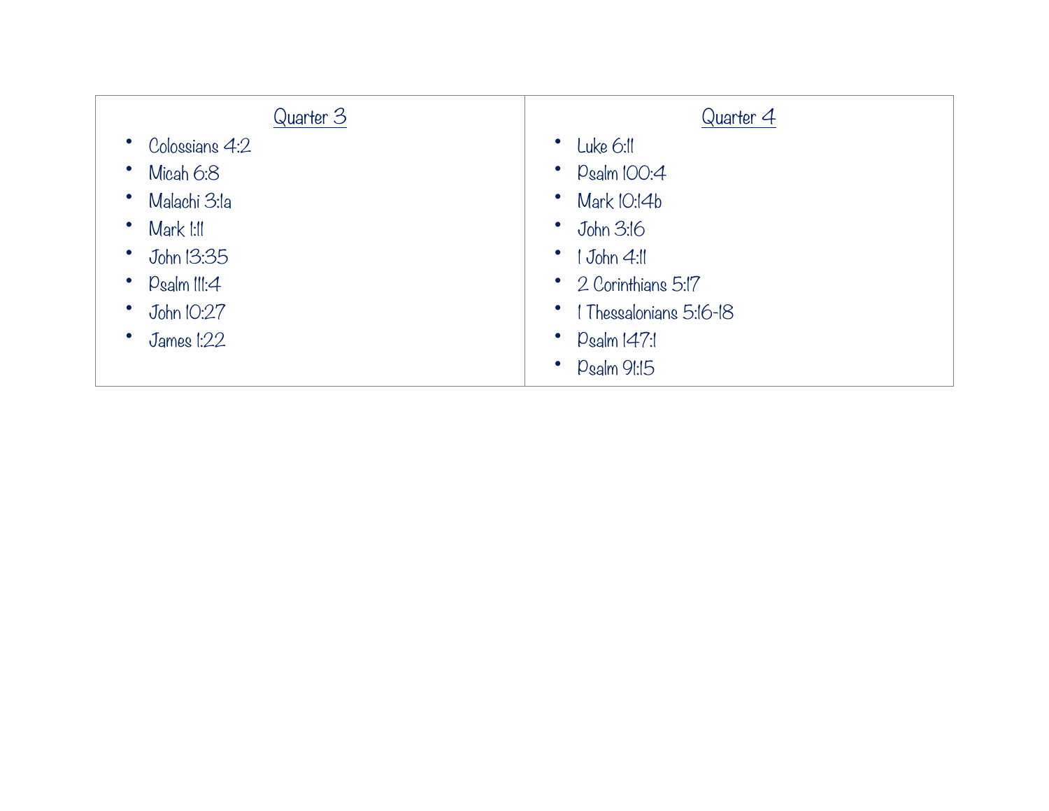| Quarter 3 | Quarter 4 |
|---|---|
| • Colossians 4:2<br>• Micah 6:8<br>• Malachi 3:1a<br>• Mark 1:11<br>• John 13:35<br>• Psalm 111:4<br>• John 10:27<br>• James 1:22 | • Luke 6:11<br>• Psalm 100:4<br>• Mark 10:14b<br>• John 3:16<br>• 1 John 4:11<br>• 2 Corinthians 5:17<br>• 1 Thessalonians 5:16-18<br>• Psalm 147:1<br>• Psalm 91:15 |